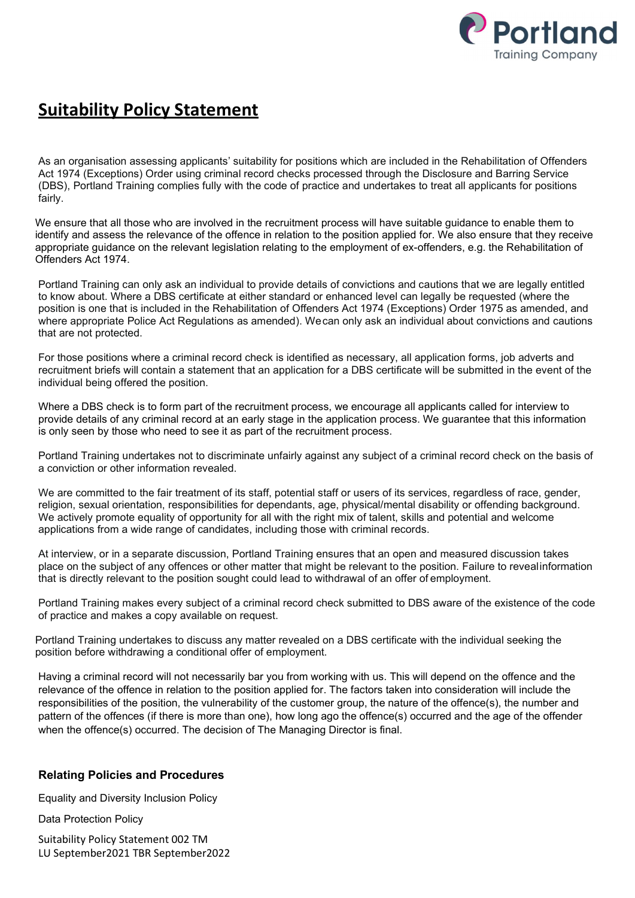# Suitability Policy Statement

As an organisation assessing applicants' suitability for positions which are included in the Rehabilitation of Offenders Act 1974 (Exceptions) Order using criminal record checks processed through the Disclosure and Barring Service (DBS), Portland Training complies fully with the code of practice and undertakes to treat all applicants for positions fairly.

We ensure that all those who are involved in the recruitment process will have suitable guidance to enable them to identify and assess the relevance of the offence in relation to the position applied for. We also ensure that they receive appropriate guidance on the relevant legislation relating to the employment of ex-offenders, e.g. the Rehabilitation of Offenders Act 1974.

Portland Training can only ask an individual to provide details of convictions and cautions that we are legally entitled to know about. Where a DBS certificate at either standard or enhanced level can legally be requested (where the position is one that is included in the Rehabilitation of Offenders Act 1974 (Exceptions) Order 1975 as amended, and where appropriate Police Act Regulations as amended). We can only ask an individual about convictions and cautions that are not protected.

For those positions where a criminal record check is identified as necessary, all application forms, job adverts and recruitment briefs will contain a statement that an application for a DBS certificate will be submitted in the event of the individual being offered the position.

Where a DBS check is to form part of the recruitment process, we encourage all applicants called for interview to provide details of any criminal record at an early stage in the application process. We guarantee that this information is only seen by those who need to see it as part of the recruitment process.

Portland Training undertakes not to discriminate unfairly against any subject of a criminal record check on the basis of a conviction or other information revealed.

We are committed to the fair treatment of its staff, potential staff or users of its services, regardless of race, gender, religion, sexual orientation, responsibilities for dependants, age, physical/mental disability or offending background. We actively promote equality of opportunity for all with the right mix of talent, skills and potential and welcome applications from a wide range of candidates, including those with criminal records.

At interview, or in a separate discussion, Portland Training ensures that an open and measured discussion takes place on the subject of any offences or other matter that might be relevant to the position. Failure to reveal information that is directly relevant to the position sought could lead to withdrawal of an offer of employment.

Portland Training makes every subject of a criminal record check submitted to DBS aware of the existence of the code of practice and makes a copy available on request.

Portland Training undertakes to discuss any matter revealed on a DBS certificate with the individual seeking the position before withdrawing a conditional offer of employment.

Having a criminal record will not necessarily bar you from working with us. This will depend on the offence and the relevance of the offence in relation to the position applied for. The factors taken into consideration will include the responsibilities of the position, the vulnerability of the customer group, the nature of the offence(s), the number and pattern of the offences (if there is more than one), how long ago the offence(s) occurred and the age of the offender when the offence(s) occurred. The decision of The Managing Director is final.

### Relating Policies and Procedures

Equality and Diversity Inclusion Policy

Data Protection Policy

Suitability Policy Statement 002 TM
LU September2021 TBR September2022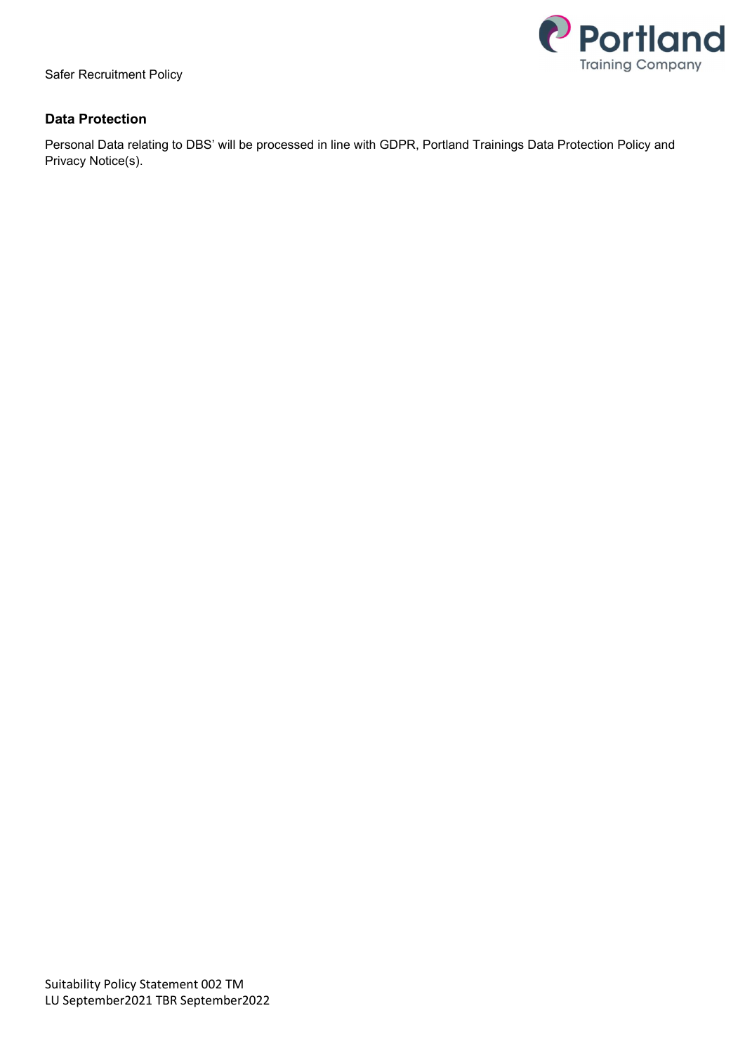## Data Protection

Personal Data relating to DBS' will be processed in line with GDPR, Portland Trainings Data Protection Policy and Privacy Notice(s).